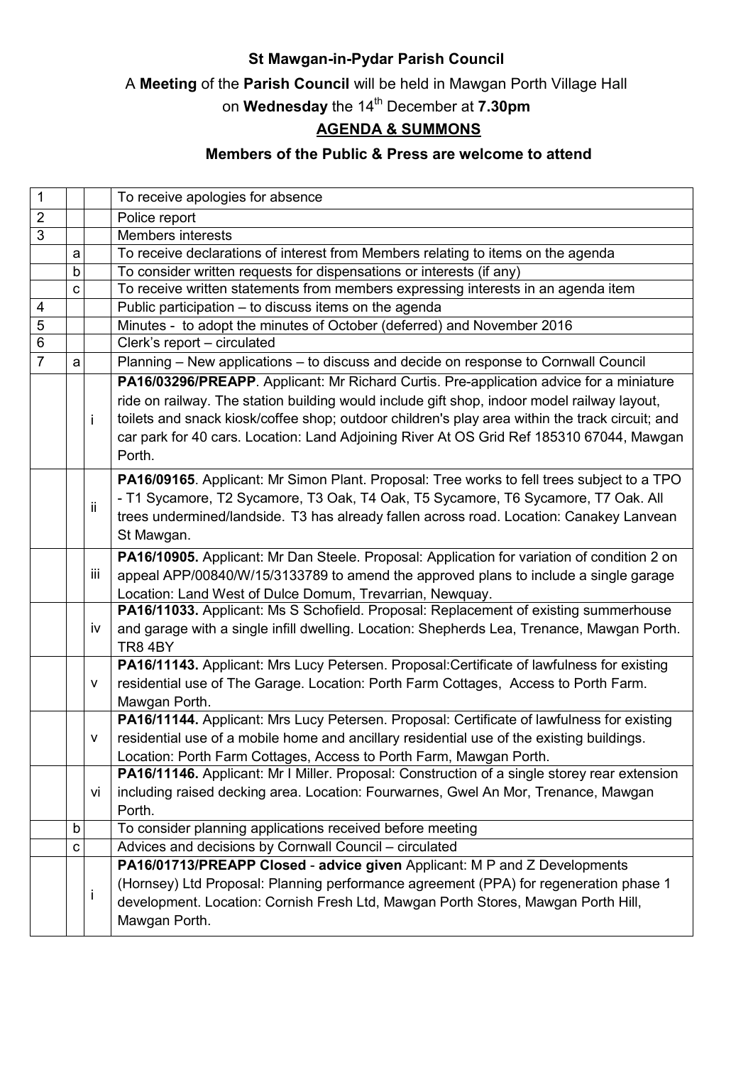**St Mawgan-in-Pydar Parish Council**

A **Meeting** of the **Parish Council** will be held in Mawgan Porth Village Hall

on **Wednesday** the 14th December at **7.30pm**

**AGENDA & SUMMONS**

**Members of the Public & Press are welcome to attend**

| | | | |
|---|---|---|---|
| 1 | | | To receive apologies for absence |
| 2 | | | Police report |
| 3 | | | Members interests |
| | a | | To receive declarations of interest from Members relating to items on the agenda |
| | b | | To consider written requests for dispensations or interests (if any) |
| | c | | To receive written statements from members expressing interests in an agenda item |
| 4 | | | Public participation – to discuss items on the agenda |
| 5 | | | Minutes - to adopt the minutes of October (deferred) and November 2016 |
| 6 | | | Clerk's report – circulated |
| 7 | a | | Planning – New applications – to discuss and decide on response to Cornwall Council |
| | | i | **PA16/03296/PREAPP**. Applicant: Mr Richard Curtis. Pre-application advice for a miniature ride on railway. The station building would include gift shop, indoor model railway layout, toilets and snack kiosk/coffee shop; outdoor children's play area within the track circuit; and car park for 40 cars. Location: Land Adjoining River At OS Grid Ref 185310 67044, Mawgan Porth. |
| | | ii | **PA16/09165**. Applicant: Mr Simon Plant. Proposal: Tree works to fell trees subject to a TPO - T1 Sycamore, T2 Sycamore, T3 Oak, T4 Oak, T5 Sycamore, T6 Sycamore, T7 Oak. All trees undermined/landside. T3 has already fallen across road. Location: Canakey Lanvean St Mawgan. |
| | | iii | **PA16/10905.** Applicant: Mr Dan Steele. Proposal: Application for variation of condition 2 on appeal APP/00840/W/15/3133789 to amend the approved plans to include a single garage Location: Land West of Dulce Domum, Trevarrian, Newquay. |
| | | iv | **PA16/11033.** Applicant: Ms S Schofield. Proposal: Replacement of existing summerhouse and garage with a single infill dwelling. Location: Shepherds Lea, Trenance, Mawgan Porth. TR8 4BY |
| | | v | **PA16/11143.** Applicant: Mrs Lucy Petersen. Proposal:Certificate of lawfulness for existing residential use of The Garage. Location: Porth Farm Cottages, Access to Porth Farm. Mawgan Porth. |
| | | v | **PA16/11144.** Applicant: Mrs Lucy Petersen. Proposal: Certificate of lawfulness for existing residential use of a mobile home and ancillary residential use of the existing buildings. Location: Porth Farm Cottages, Access to Porth Farm, Mawgan Porth. |
| | | vi | **PA16/11146.** Applicant: Mr I Miller. Proposal: Construction of a single storey rear extension including raised decking area. Location: Fourwarnes, Gwel An Mor, Trenance, Mawgan Porth. |
| | b | | To consider planning applications received before meeting |
| | c | | Advices and decisions by Cornwall Council – circulated |
| | | i | **PA16/01713/PREAPP Closed** - **advice given** Applicant: M P and Z Developments (Hornsey) Ltd Proposal: Planning performance agreement (PPA) for regeneration phase 1 development. Location: Cornish Fresh Ltd, Mawgan Porth Stores, Mawgan Porth Hill, Mawgan Porth. |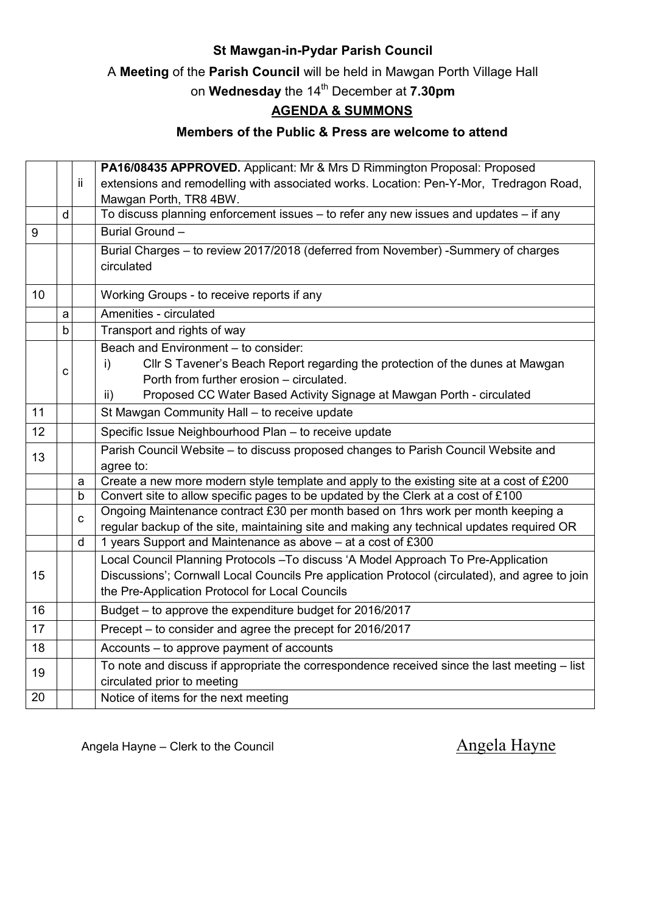**St Mawgan-in-Pydar Parish Council**

A **Meeting** of the **Parish Council** will be held in Mawgan Porth Village Hall

on **Wednesday** the 14th December at **7.30pm**

**AGENDA & SUMMONS**

**Members of the Public & Press are welcome to attend**

| | | | |
|---|---|---|---|
| | | ii | **PA16/08435 APPROVED.** Applicant: Mr & Mrs D Rimmington Proposal: Proposed extensions and remodelling with associated works. Location: Pen-Y-Mor, Tredragon Road, Mawgan Porth, TR8 4BW. |
| | d | | To discuss planning enforcement issues – to refer any new issues and updates – if any |
| 9 | | | Burial Ground – |
| | | | Burial Charges – to review 2017/2018 (deferred from November) -Summery of charges circulated |
| 10 | | | Working Groups - to receive reports if any |
| | a | | Amenities - circulated |
| | b | | Transport and rights of way |
| | c | | Beach and Environment – to consider:<br>i) Cllr S Tavener's Beach Report regarding the protection of the dunes at Mawgan Porth from further erosion – circulated.<br>ii) Proposed CC Water Based Activity Signage at Mawgan Porth - circulated |
| 11 | | | St Mawgan Community Hall – to receive update |
| 12 | | | Specific Issue Neighbourhood Plan – to receive update |
| 13 | | | Parish Council Website – to discuss proposed changes to Parish Council Website and agree to: |
| | | a | Create a new more modern style template and apply to the existing site at a cost of £200 |
| | | b | Convert site to allow specific pages to be updated by the Clerk at a cost of £100 |
| | | c | Ongoing Maintenance contract £30 per month based on 1hrs work per month keeping a regular backup of the site, maintaining site and making any technical updates required OR |
| | | d | 1 years Support and Maintenance as above – at a cost of £300 |
| 15 | | | Local Council Planning Protocols –To discuss 'A Model Approach To Pre-Application Discussions'; Cornwall Local Councils Pre application Protocol (circulated), and agree to join the Pre-Application Protocol for Local Councils |
| 16 | | | Budget – to approve the expenditure budget for 2016/2017 |
| 17 | | | Precept – to consider and agree the precept for 2016/2017 |
| 18 | | | Accounts – to approve payment of accounts |
| 19 | | | To note and discuss if appropriate the correspondence received since the last meeting – list circulated prior to meeting |
| 20 | | | Notice of items for the next meeting |

Angela Hayne – Clerk to the Council

Angela Hayne